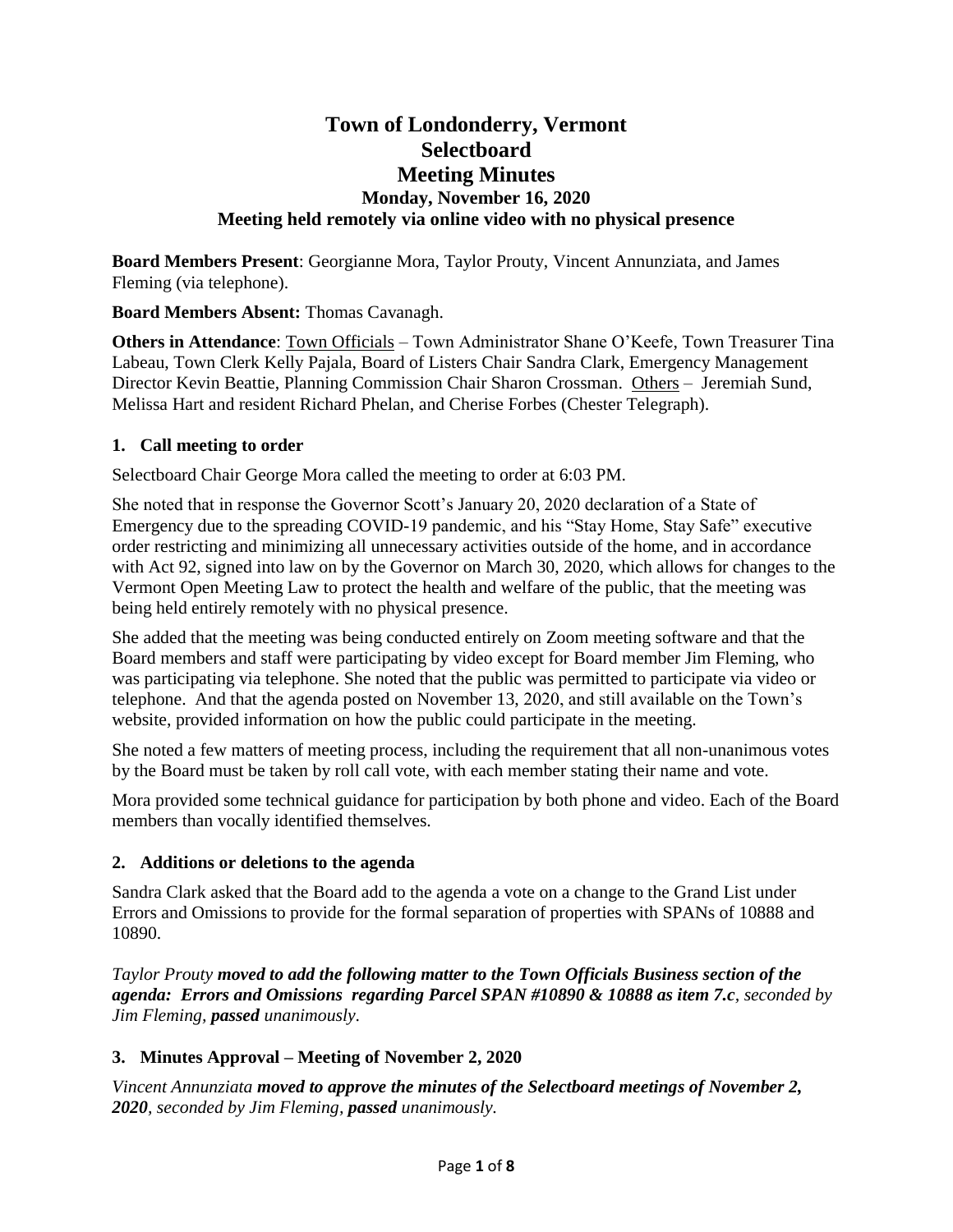# Town of Londonderry, Vermont
# Selectboard
# Meeting Minutes
### Monday, November 16, 2020
### Meeting held remotely via online video with no physical presence

**Board Members Present**: Georgianne Mora, Taylor Prouty, Vincent Annunziata, and James Fleming (via telephone).

**Board Members Absent:** Thomas Cavanagh.

**Others in Attendance**: Town Officials – Town Administrator Shane O'Keefe, Town Treasurer Tina Labeau, Town Clerk Kelly Pajala, Board of Listers Chair Sandra Clark, Emergency Management Director Kevin Beattie, Planning Commission Chair Sharon Crossman. Others – Jeremiah Sund, Melissa Hart and resident Richard Phelan, and Cherise Forbes (Chester Telegraph).

## 1. Call meeting to order

Selectboard Chair George Mora called the meeting to order at 6:03 PM.

She noted that in response the Governor Scott's January 20, 2020 declaration of a State of Emergency due to the spreading COVID-19 pandemic, and his "Stay Home, Stay Safe" executive order restricting and minimizing all unnecessary activities outside of the home, and in accordance with Act 92, signed into law on by the Governor on March 30, 2020, which allows for changes to the Vermont Open Meeting Law to protect the health and welfare of the public, that the meeting was being held entirely remotely with no physical presence.

She added that the meeting was being conducted entirely on Zoom meeting software and that the Board members and staff were participating by video except for Board member Jim Fleming, who was participating via telephone. She noted that the public was permitted to participate via video or telephone. And that the agenda posted on November 13, 2020, and still available on the Town's website, provided information on how the public could participate in the meeting.

She noted a few matters of meeting process, including the requirement that all non-unanimous votes by the Board must be taken by roll call vote, with each member stating their name and vote.

Mora provided some technical guidance for participation by both phone and video. Each of the Board members than vocally identified themselves.

## 2. Additions or deletions to the agenda

Sandra Clark asked that the Board add to the agenda a vote on a change to the Grand List under Errors and Omissions to provide for the formal separation of properties with SPANs of 10888 and 10890.

*Taylor Prouty **moved to add the following matter to the Town Officials Business section of the agenda: Errors and Omissions regarding Parcel SPAN #10890 & 10888 as item 7.c**, seconded by Jim Fleming, **passed** unanimously.*

## 3. Minutes Approval – Meeting of November 2, 2020

*Vincent Annunziata **moved to approve the minutes of the Selectboard meetings of November 2, 2020**, seconded by Jim Fleming, **passed** unanimously.*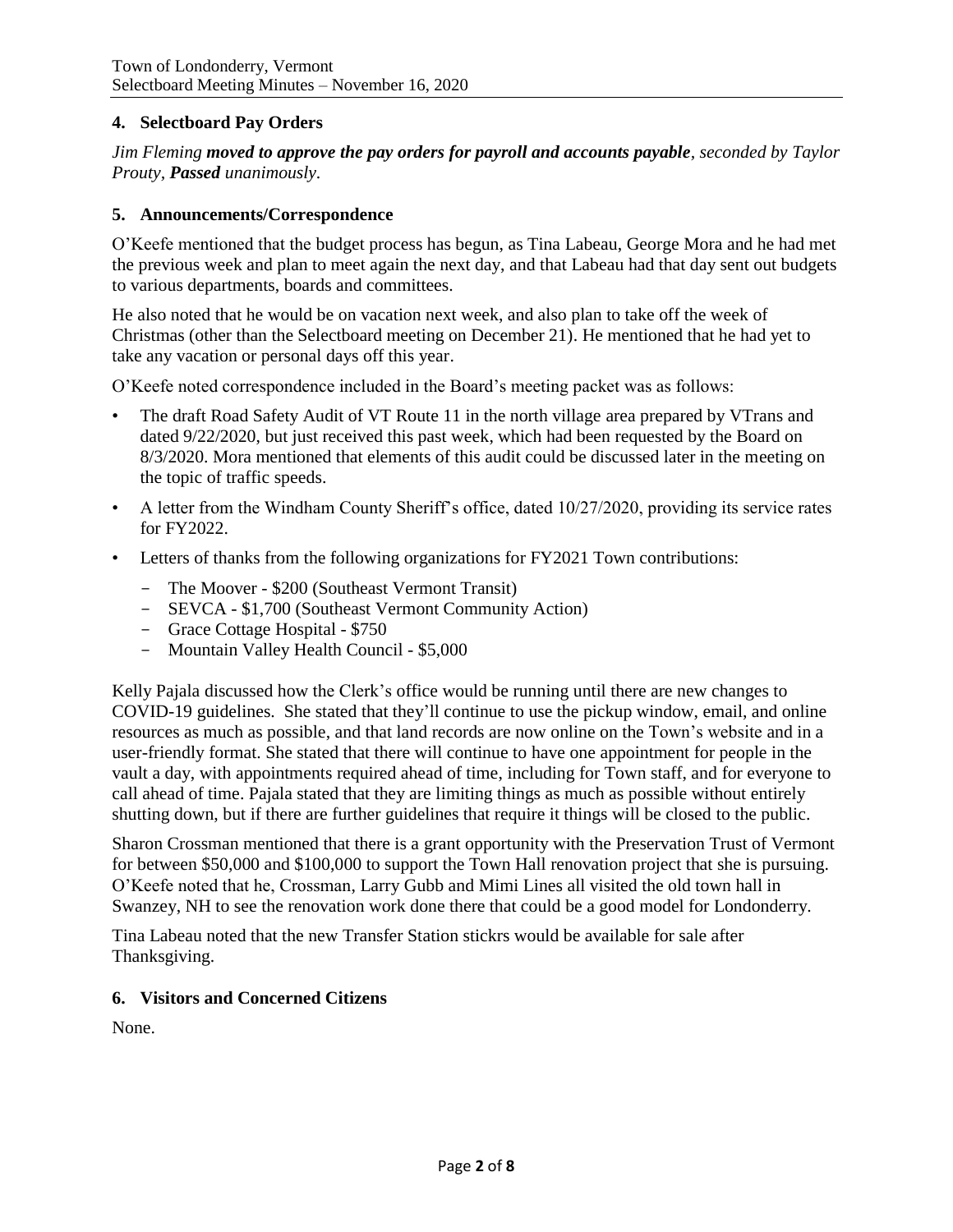## 4. Selectboard Pay Orders

*Jim Fleming **moved to approve the pay orders for payroll and accounts payable**, seconded by Taylor Prouty, **Passed** unanimously.*

## 5. Announcements/Correspondence

O'Keefe mentioned that the budget process has begun, as Tina Labeau, George Mora and he had met the previous week and plan to meet again the next day, and that Labeau had that day sent out budgets to various departments, boards and committees.

He also noted that he would be on vacation next week, and also plan to take off the week of Christmas (other than the Selectboard meeting on December 21). He mentioned that he had yet to take any vacation or personal days off this year.

O'Keefe noted correspondence included in the Board's meeting packet was as follows:

- The draft Road Safety Audit of VT Route 11 in the north village area prepared by VTrans and dated 9/22/2020, but just received this past week, which had been requested by the Board on 8/3/2020. Mora mentioned that elements of this audit could be discussed later in the meeting on the topic of traffic speeds.
- A letter from the Windham County Sheriff's office, dated 10/27/2020, providing its service rates for FY2022.
- Letters of thanks from the following organizations for FY2021 Town contributions:
  - The Moover - $200 (Southeast Vermont Transit)
  - SEVCA - $1,700 (Southeast Vermont Community Action)
  - Grace Cottage Hospital - $750
  - Mountain Valley Health Council - $5,000

Kelly Pajala discussed how the Clerk's office would be running until there are new changes to COVID-19 guidelines. She stated that they'll continue to use the pickup window, email, and online resources as much as possible, and that land records are now online on the Town's website and in a user-friendly format. She stated that there will continue to have one appointment for people in the vault a day, with appointments required ahead of time, including for Town staff, and for everyone to call ahead of time. Pajala stated that they are limiting things as much as possible without entirely shutting down, but if there are further guidelines that require it things will be closed to the public.

Sharon Crossman mentioned that there is a grant opportunity with the Preservation Trust of Vermont for between $50,000 and $100,000 to support the Town Hall renovation project that she is pursuing. O'Keefe noted that he, Crossman, Larry Gubb and Mimi Lines all visited the old town hall in Swanzey, NH to see the renovation work done there that could be a good model for Londonderry.

Tina Labeau noted that the new Transfer Station stickrs would be available for sale after Thanksgiving.

## 6. Visitors and Concerned Citizens

None.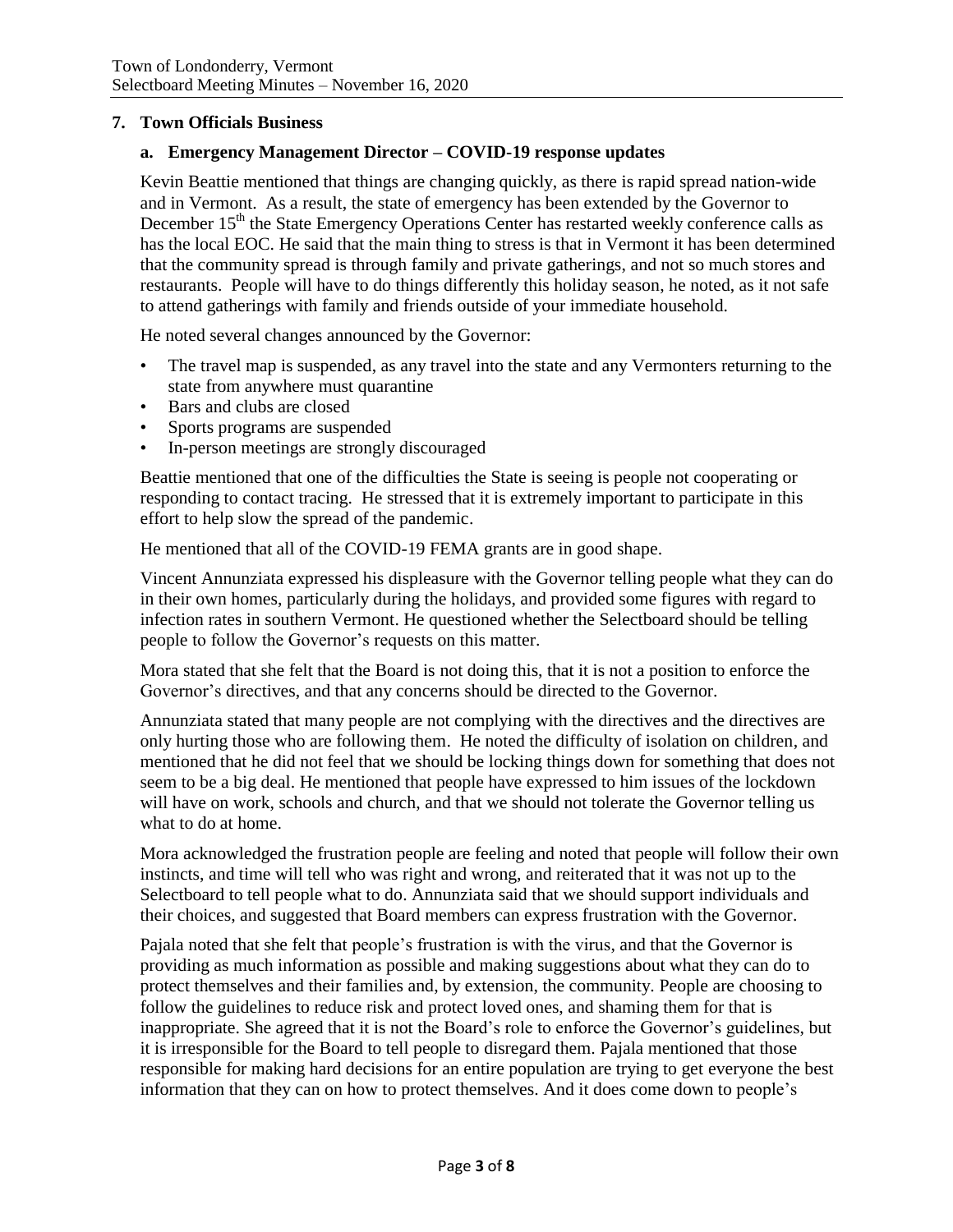## 7. Town Officials Business

### a. Emergency Management Director – COVID-19 response updates

Kevin Beattie mentioned that things are changing quickly, as there is rapid spread nation-wide and in Vermont. As a result, the state of emergency has been extended by the Governor to December 15th the State Emergency Operations Center has restarted weekly conference calls as has the local EOC. He said that the main thing to stress is that in Vermont it has been determined that the community spread is through family and private gatherings, and not so much stores and restaurants. People will have to do things differently this holiday season, he noted, as it not safe to attend gatherings with family and friends outside of your immediate household.

He noted several changes announced by the Governor:

- The travel map is suspended, as any travel into the state and any Vermonters returning to the state from anywhere must quarantine
- Bars and clubs are closed
- Sports programs are suspended
- In-person meetings are strongly discouraged

Beattie mentioned that one of the difficulties the State is seeing is people not cooperating or responding to contact tracing. He stressed that it is extremely important to participate in this effort to help slow the spread of the pandemic.

He mentioned that all of the COVID-19 FEMA grants are in good shape.

Vincent Annunziata expressed his displeasure with the Governor telling people what they can do in their own homes, particularly during the holidays, and provided some figures with regard to infection rates in southern Vermont. He questioned whether the Selectboard should be telling people to follow the Governor's requests on this matter.

Mora stated that she felt that the Board is not doing this, that it is not a position to enforce the Governor's directives, and that any concerns should be directed to the Governor.

Annunziata stated that many people are not complying with the directives and the directives are only hurting those who are following them. He noted the difficulty of isolation on children, and mentioned that he did not feel that we should be locking things down for something that does not seem to be a big deal. He mentioned that people have expressed to him issues of the lockdown will have on work, schools and church, and that we should not tolerate the Governor telling us what to do at home.

Mora acknowledged the frustration people are feeling and noted that people will follow their own instincts, and time will tell who was right and wrong, and reiterated that it was not up to the Selectboard to tell people what to do. Annunziata said that we should support individuals and their choices, and suggested that Board members can express frustration with the Governor.

Pajala noted that she felt that people's frustration is with the virus, and that the Governor is providing as much information as possible and making suggestions about what they can do to protect themselves and their families and, by extension, the community. People are choosing to follow the guidelines to reduce risk and protect loved ones, and shaming them for that is inappropriate. She agreed that it is not the Board's role to enforce the Governor's guidelines, but it is irresponsible for the Board to tell people to disregard them. Pajala mentioned that those responsible for making hard decisions for an entire population are trying to get everyone the best information that they can on how to protect themselves. And it does come down to people's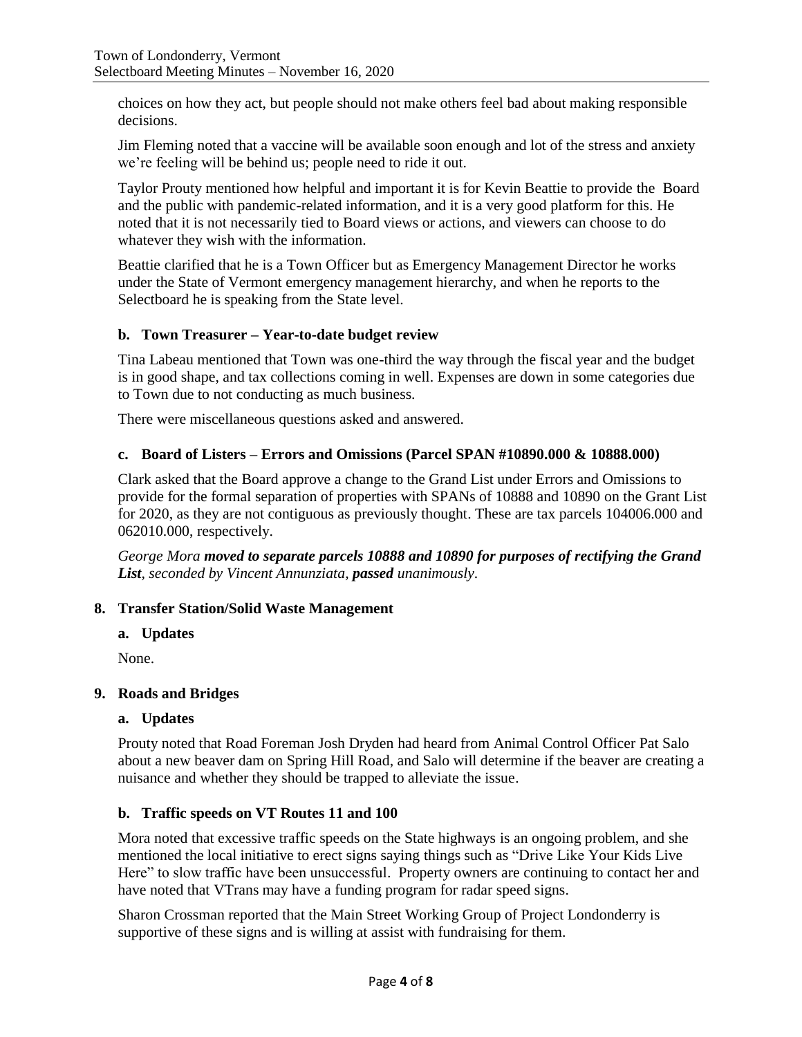choices on how they act, but people should not make others feel bad about making responsible decisions.

Jim Fleming noted that a vaccine will be available soon enough and lot of the stress and anxiety we're feeling will be behind us; people need to ride it out.

Taylor Prouty mentioned how helpful and important it is for Kevin Beattie to provide the Board and the public with pandemic-related information, and it is a very good platform for this. He noted that it is not necessarily tied to Board views or actions, and viewers can choose to do whatever they wish with the information.

Beattie clarified that he is a Town Officer but as Emergency Management Director he works under the State of Vermont emergency management hierarchy, and when he reports to the Selectboard he is speaking from the State level.

### b. Town Treasurer – Year-to-date budget review

Tina Labeau mentioned that Town was one-third the way through the fiscal year and the budget is in good shape, and tax collections coming in well. Expenses are down in some categories due to Town due to not conducting as much business.

There were miscellaneous questions asked and answered.

### c. Board of Listers – Errors and Omissions (Parcel SPAN #10890.000 & 10888.000)

Clark asked that the Board approve a change to the Grand List under Errors and Omissions to provide for the formal separation of properties with SPANs of 10888 and 10890 on the Grant List for 2020, as they are not contiguous as previously thought. These are tax parcels 104006.000 and 062010.000, respectively.

*George Mora **moved to separate parcels 10888 and 10890 for purposes of rectifying the Grand List**, seconded by Vincent Annunziata, **passed** unanimously.*

## 8. Transfer Station/Solid Waste Management

### a. Updates

None.

## 9. Roads and Bridges

### a. Updates

Prouty noted that Road Foreman Josh Dryden had heard from Animal Control Officer Pat Salo about a new beaver dam on Spring Hill Road, and Salo will determine if the beaver are creating a nuisance and whether they should be trapped to alleviate the issue.

### b. Traffic speeds on VT Routes 11 and 100

Mora noted that excessive traffic speeds on the State highways is an ongoing problem, and she mentioned the local initiative to erect signs saying things such as "Drive Like Your Kids Live Here" to slow traffic have been unsuccessful. Property owners are continuing to contact her and have noted that VTrans may have a funding program for radar speed signs.

Sharon Crossman reported that the Main Street Working Group of Project Londonderry is supportive of these signs and is willing at assist with fundraising for them.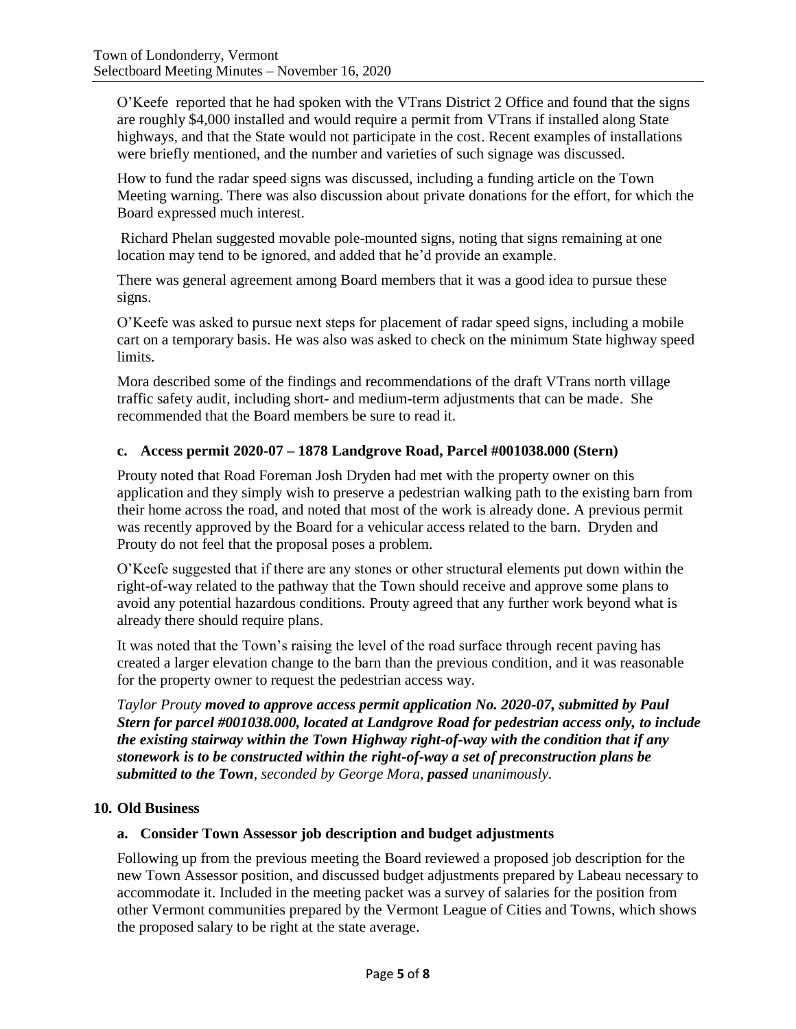O'Keefe reported that he had spoken with the VTrans District 2 Office and found that the signs are roughly $4,000 installed and would require a permit from VTrans if installed along State highways, and that the State would not participate in the cost. Recent examples of installations were briefly mentioned, and the number and varieties of such signage was discussed.

How to fund the radar speed signs was discussed, including a funding article on the Town Meeting warning. There was also discussion about private donations for the effort, for which the Board expressed much interest.

Richard Phelan suggested movable pole-mounted signs, noting that signs remaining at one location may tend to be ignored, and added that he'd provide an example.

There was general agreement among Board members that it was a good idea to pursue these signs.

O'Keefe was asked to pursue next steps for placement of radar speed signs, including a mobile cart on a temporary basis. He was also was asked to check on the minimum State highway speed limits.

Mora described some of the findings and recommendations of the draft VTrans north village traffic safety audit, including short- and medium-term adjustments that can be made. She recommended that the Board members be sure to read it.

### c. Access permit 2020-07 – 1878 Landgrove Road, Parcel #001038.000 (Stern)

Prouty noted that Road Foreman Josh Dryden had met with the property owner on this application and they simply wish to preserve a pedestrian walking path to the existing barn from their home across the road, and noted that most of the work is already done. A previous permit was recently approved by the Board for a vehicular access related to the barn. Dryden and Prouty do not feel that the proposal poses a problem.

O'Keefe suggested that if there are any stones or other structural elements put down within the right-of-way related to the pathway that the Town should receive and approve some plans to avoid any potential hazardous conditions. Prouty agreed that any further work beyond what is already there should require plans.

It was noted that the Town's raising the level of the road surface through recent paving has created a larger elevation change to the barn than the previous condition, and it was reasonable for the property owner to request the pedestrian access way.

*Taylor Prouty* ***moved to approve access permit application No. 2020-07, submitted by Paul Stern for parcel #001038.000, located at Landgrove Road for pedestrian access only, to include the existing stairway within the Town Highway right-of-way with the condition that if any stonework is to be constructed within the right-of-way a set of preconstruction plans be submitted to the Town****, seconded by George Mora,* ***passed*** *unanimously.*

## 10. Old Business

### a. Consider Town Assessor job description and budget adjustments

Following up from the previous meeting the Board reviewed a proposed job description for the new Town Assessor position, and discussed budget adjustments prepared by Labeau necessary to accommodate it. Included in the meeting packet was a survey of salaries for the position from other Vermont communities prepared by the Vermont League of Cities and Towns, which shows the proposed salary to be right at the state average.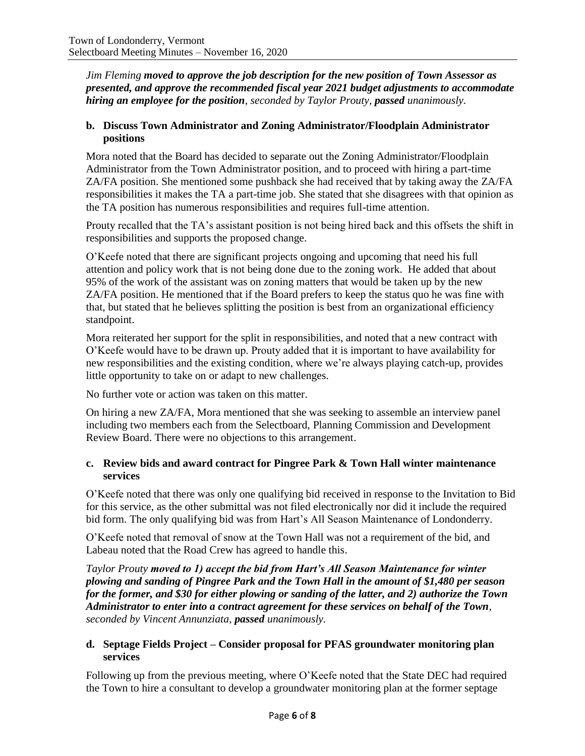*Jim Fleming **moved to approve the job description for the new position of Town Assessor as presented, and approve the recommended fiscal year 2021 budget adjustments to accommodate hiring an employee for the position**, seconded by Taylor Prouty, **passed** unanimously.*

### b. Discuss Town Administrator and Zoning Administrator/Floodplain Administrator positions

Mora noted that the Board has decided to separate out the Zoning Administrator/Floodplain Administrator from the Town Administrator position, and to proceed with hiring a part-time ZA/FA position. She mentioned some pushback she had received that by taking away the ZA/FA responsibilities it makes the TA a part-time job. She stated that she disagrees with that opinion as the TA position has numerous responsibilities and requires full-time attention.

Prouty recalled that the TA's assistant position is not being hired back and this offsets the shift in responsibilities and supports the proposed change.

O'Keefe noted that there are significant projects ongoing and upcoming that need his full attention and policy work that is not being done due to the zoning work. He added that about 95% of the work of the assistant was on zoning matters that would be taken up by the new ZA/FA position. He mentioned that if the Board prefers to keep the status quo he was fine with that, but stated that he believes splitting the position is best from an organizational efficiency standpoint.

Mora reiterated her support for the split in responsibilities, and noted that a new contract with O'Keefe would have to be drawn up. Prouty added that it is important to have availability for new responsibilities and the existing condition, where we're always playing catch-up, provides little opportunity to take on or adapt to new challenges.

No further vote or action was taken on this matter.

On hiring a new ZA/FA, Mora mentioned that she was seeking to assemble an interview panel including two members each from the Selectboard, Planning Commission and Development Review Board. There were no objections to this arrangement.

### c. Review bids and award contract for Pingree Park & Town Hall winter maintenance services

O'Keefe noted that there was only one qualifying bid received in response to the Invitation to Bid for this service, as the other submittal was not filed electronically nor did it include the required bid form. The only qualifying bid was from Hart's All Season Maintenance of Londonderry.

O'Keefe noted that removal of snow at the Town Hall was not a requirement of the bid, and Labeau noted that the Road Crew has agreed to handle this.

*Taylor Prouty **moved to 1) accept the bid from Hart's All Season Maintenance for winter plowing and sanding of Pingree Park and the Town Hall in the amount of $1,480 per season for the former, and $30 for either plowing or sanding of the latter, and 2) authorize the Town Administrator to enter into a contract agreement for these services on behalf of the Town**, seconded by Vincent Annunziata, **passed** unanimously.*

### d. Septage Fields Project – Consider proposal for PFAS groundwater monitoring plan services

Following up from the previous meeting, where O'Keefe noted that the State DEC had required the Town to hire a consultant to develop a groundwater monitoring plan at the former septage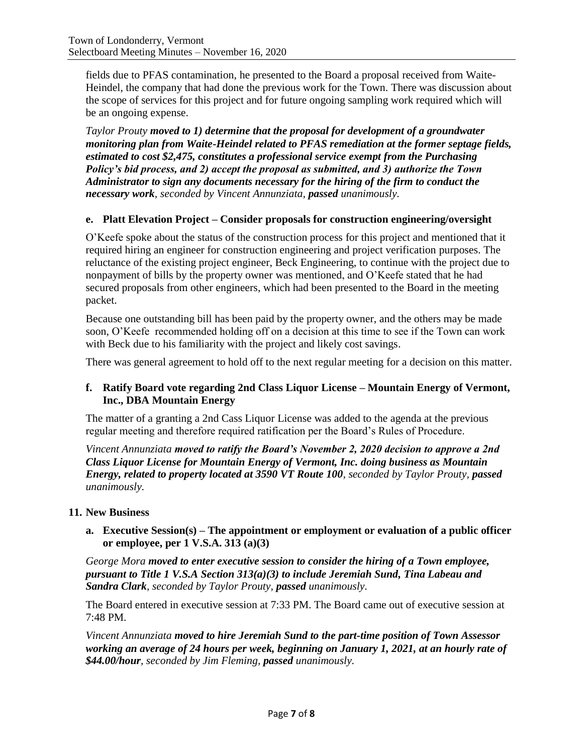fields due to PFAS contamination, he presented to the Board a proposal received from Waite-Heindel, the company that had done the previous work for the Town. There was discussion about the scope of services for this project and for future ongoing sampling work required which will be an ongoing expense.

*Taylor Prouty* ***moved to 1) determine that the proposal for development of a groundwater monitoring plan from Waite-Heindel related to PFAS remediation at the former septage fields, estimated to cost $2,475, constitutes a professional service exempt from the Purchasing Policy's bid process, and 2) accept the proposal as submitted, and 3) authorize the Town Administrator to sign any documents necessary for the hiring of the firm to conduct the necessary work****, seconded by Vincent Annunziata,* ***passed*** *unanimously.*

### e. Platt Elevation Project – Consider proposals for construction engineering/oversight

O'Keefe spoke about the status of the construction process for this project and mentioned that it required hiring an engineer for construction engineering and project verification purposes. The reluctance of the existing project engineer, Beck Engineering, to continue with the project due to nonpayment of bills by the property owner was mentioned, and O'Keefe stated that he had secured proposals from other engineers, which had been presented to the Board in the meeting packet.

Because one outstanding bill has been paid by the property owner, and the others may be made soon, O'Keefe recommended holding off on a decision at this time to see if the Town can work with Beck due to his familiarity with the project and likely cost savings.

There was general agreement to hold off to the next regular meeting for a decision on this matter.

### f. Ratify Board vote regarding 2nd Class Liquor License – Mountain Energy of Vermont, Inc., DBA Mountain Energy

The matter of a granting a 2nd Cass Liquor License was added to the agenda at the previous regular meeting and therefore required ratification per the Board's Rules of Procedure.

*Vincent Annunziata* ***moved to ratify the Board's November 2, 2020 decision to approve a 2nd Class Liquor License for Mountain Energy of Vermont, Inc. doing business as Mountain Energy, related to property located at 3590 VT Route 100****, seconded by Taylor Prouty,* ***passed*** *unanimously.*

## 11. New Business

### a. Executive Session(s) – The appointment or employment or evaluation of a public officer or employee, per 1 V.S.A. 313 (a)(3)

*George Mora* ***moved to enter executive session to consider the hiring of a Town employee, pursuant to Title 1 V.S.A Section 313(a)(3) to include Jeremiah Sund, Tina Labeau and Sandra Clark****, seconded by Taylor Prouty,* ***passed*** *unanimously.*

The Board entered in executive session at 7:33 PM. The Board came out of executive session at 7:48 PM.

*Vincent Annunziata* ***moved to hire Jeremiah Sund to the part-time position of Town Assessor working an average of 24 hours per week, beginning on January 1, 2021, at an hourly rate of $44.00/hour****, seconded by Jim Fleming,* ***passed*** *unanimously.*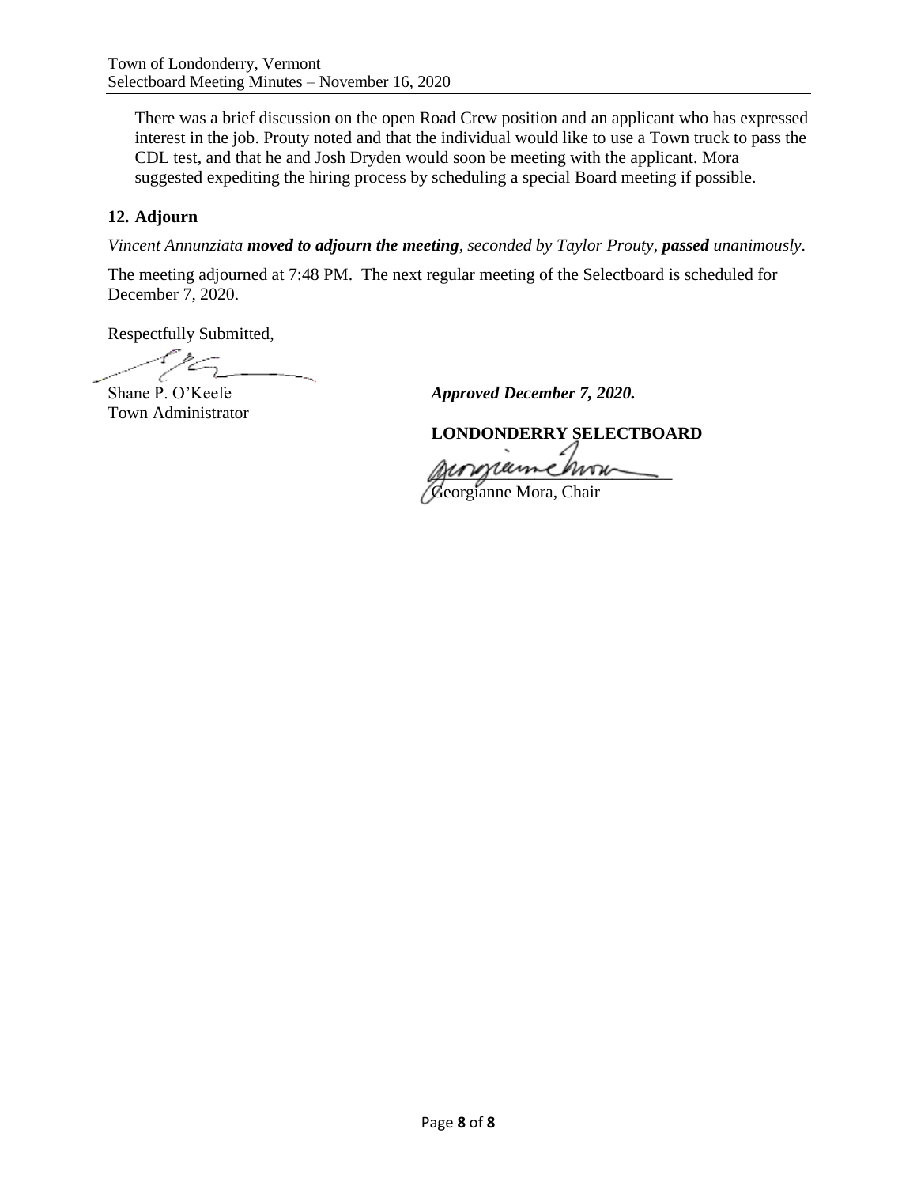There was a brief discussion on the open Road Crew position and an applicant who has expressed interest in the job. Prouty noted and that the individual would like to use a Town truck to pass the CDL test, and that he and Josh Dryden would soon be meeting with the applicant. Mora suggested expediting the hiring process by scheduling a special Board meeting if possible.

### 12. Adjourn

*Vincent Annunziata **moved to adjourn the meeting**, seconded by Taylor Prouty, **passed** unanimously.*

The meeting adjourned at 7:48 PM. The next regular meeting of the Selectboard is scheduled for December 7, 2020.

Respectfully Submitted,

Shane P. O'Keefe
Town Administrator

***Approved December 7, 2020.***

**LONDONDERRY SELECTBOARD**

Georgianne Mora, Chair